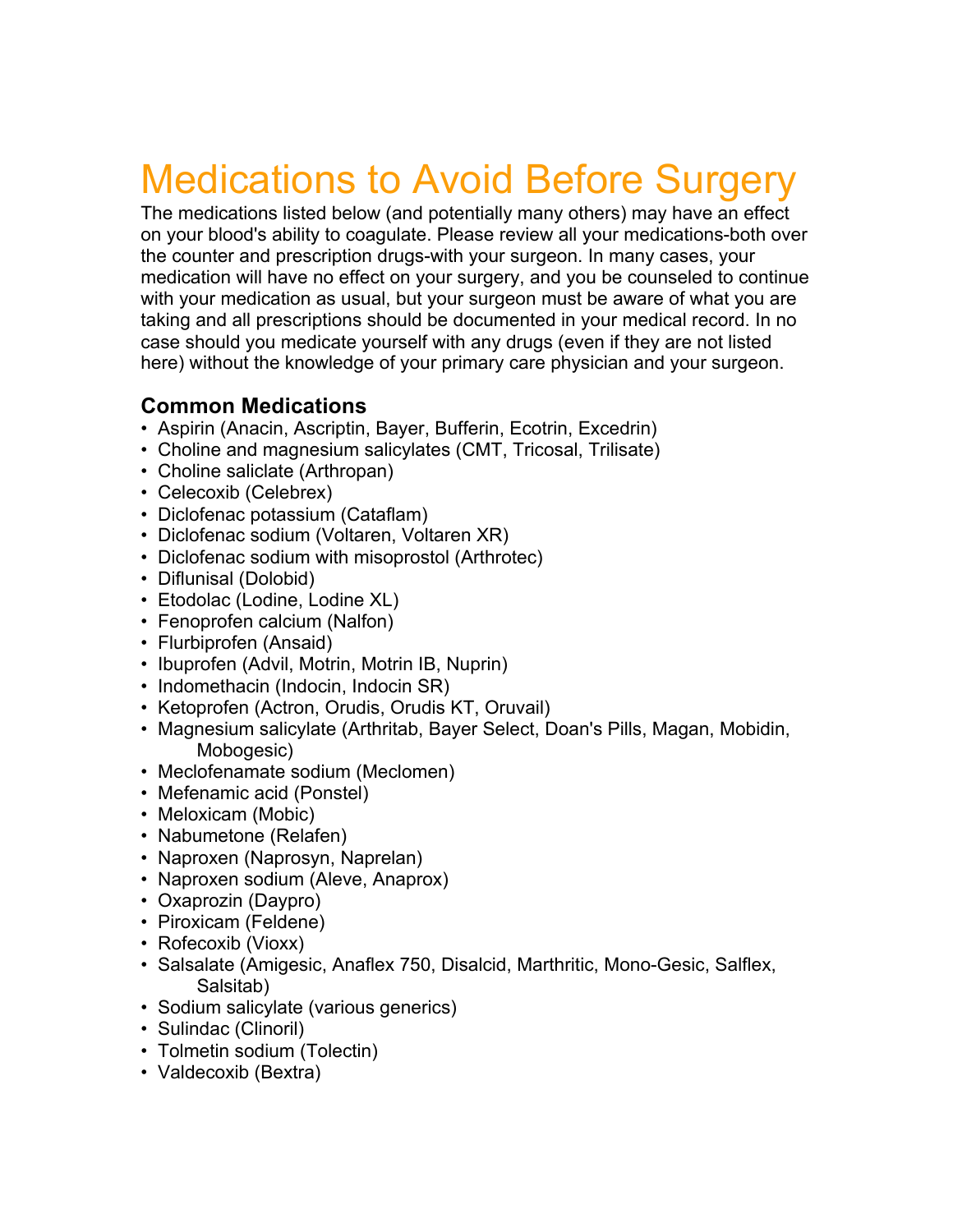# Medications to Avoid Before Surgery

The medications listed below (and potentially many others) may have an effect on your blood's ability to coagulate. Please review all your medications-both over the counter and prescription drugs-with your surgeon. In many cases, your medication will have no effect on your surgery, and you be counseled to continue with your medication as usual, but your surgeon must be aware of what you are taking and all prescriptions should be documented in your medical record. In no case should you medicate yourself with any drugs (even if they are not listed here) without the knowledge of your primary care physician and your surgeon.

### Common Medications

- Aspirin (Anacin, Ascriptin, Bayer, Bufferin, Ecotrin, Excedrin)
- Choline and magnesium salicylates (CMT, Tricosal, Trilisate)
- Choline saliclate (Arthropan)
- Celecoxib (Celebrex)
- Diclofenac potassium (Cataflam)
- Diclofenac sodium (Voltaren, Voltaren XR)
- Diclofenac sodium with misoprostol (Arthrotec)
- Diflunisal (Dolobid)
- Etodolac (Lodine, Lodine XL)
- Fenoprofen calcium (Nalfon)
- Flurbiprofen (Ansaid)
- Ibuprofen (Advil, Motrin, Motrin IB, Nuprin)
- Indomethacin (Indocin, Indocin SR)
- Ketoprofen (Actron, Orudis, Orudis KT, Oruvail)
- Magnesium salicylate (Arthritab, Bayer Select, Doan's Pills, Magan, Mobidin, Mobogesic)
- Meclofenamate sodium (Meclomen)
- Mefenamic acid (Ponstel)
- Meloxicam (Mobic)
- Nabumetone (Relafen)
- Naproxen (Naprosyn, Naprelan)
- Naproxen sodium (Aleve, Anaprox)
- Oxaprozin (Daypro)
- Piroxicam (Feldene)
- Rofecoxib (Vioxx)
- Salsalate (Amigesic, Anaflex 750, Disalcid, Marthritic, Mono-Gesic, Salflex, Salsitab)
- Sodium salicylate (various generics)
- Sulindac (Clinoril)
- Tolmetin sodium (Tolectin)
- Valdecoxib (Bextra)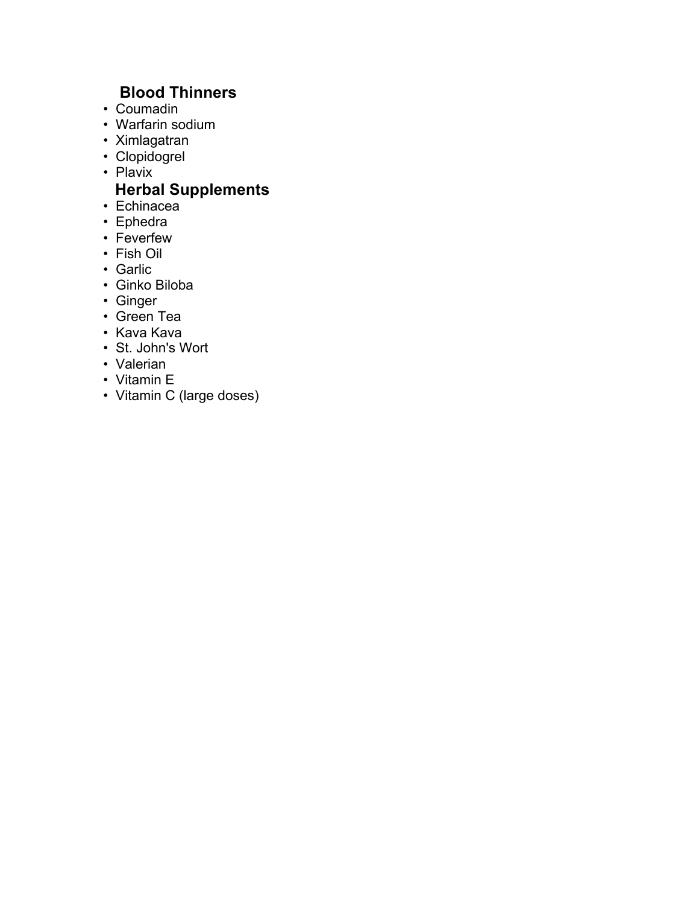**Blood Thinners**

- Coumadin
- Warfarin sodium
- Ximlagatran
- Clopidogrel
- Plavix

**Herbal Supplements**

- Echinacea
- Ephedra
- Feverfew
- Fish Oil
- Garlic
- Ginko Biloba
- Ginger
- Green Tea
- Kava Kava
- St. John's Wort
- Valerian
- Vitamin E
- Vitamin C (large doses)